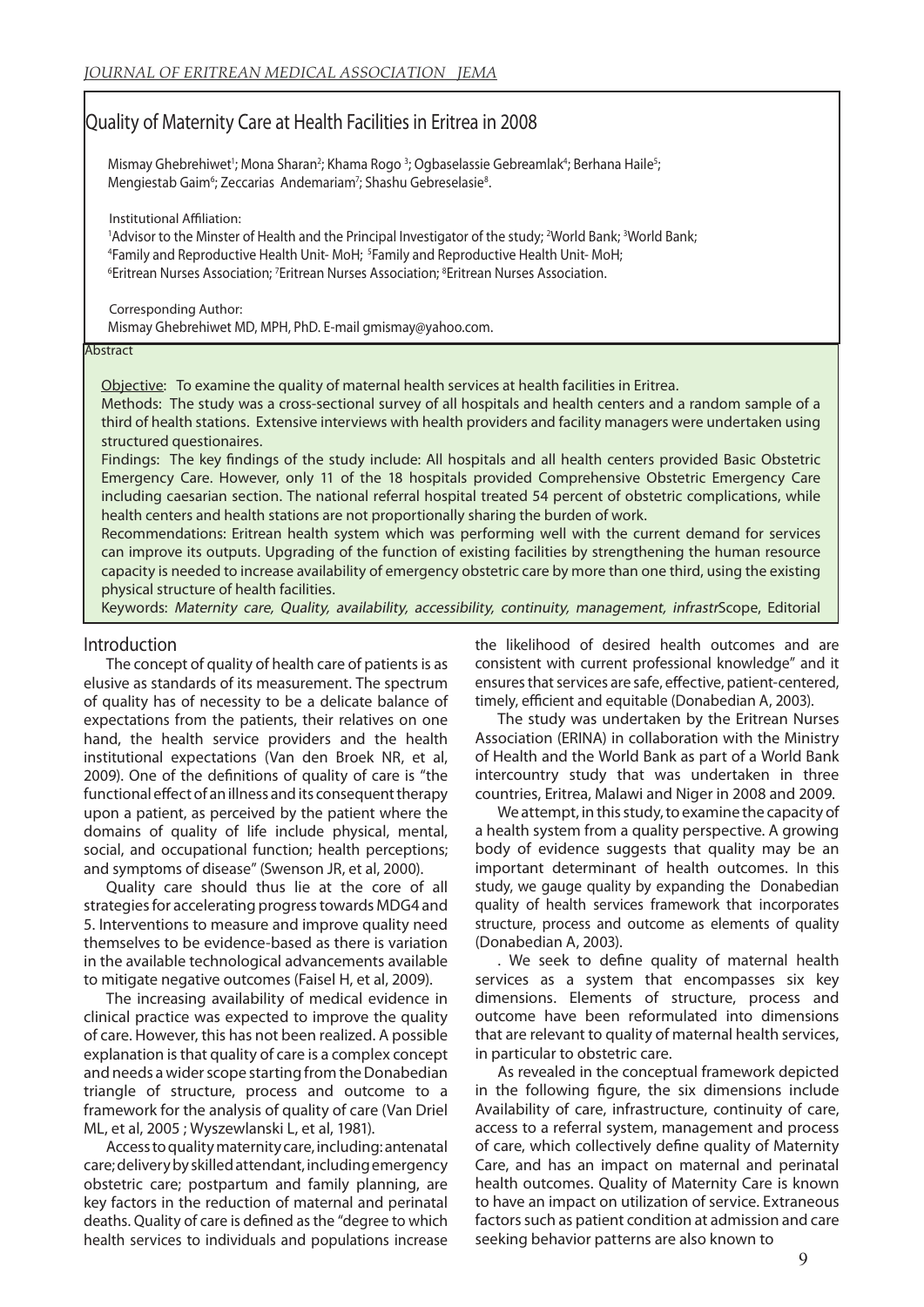# Quality of Maternity Care at Health Facilities in Eritrea in 2008

Mismay Ghebrehiwet[1]; Mona Sharan[2]; Khama Rogo [3]; Ogbaselassie Gebreamlak[4]; Berhana Haile[5]; Mengiestab Gaim[6]; Zeccarias Andemariam[7]; Shashu Gebreselasie[8].

Institutional Affiliation:
[1]Advisor to the Minster of Health and the Principal Investigator of the study; [2]World Bank; [3]World Bank; [4]Family and Reproductive Health Unit- MoH; [5]Family and Reproductive Health Unit- MoH; [6]Eritrean Nurses Association; [7]Eritrean Nurses Association; [8]Eritrean Nurses Association.

Corresponding Author:
Mismay Ghebrehiwet MD, MPH, PhD. E-mail gmismay@yahoo.com.

## Abstract

Objective: To examine the quality of maternal health services at health facilities in Eritrea.

Methods: The study was a cross-sectional survey of all hospitals and health centers and a random sample of a third of health stations. Extensive interviews with health providers and facility managers were undertaken using structured questionaires.

Findings: The key findings of the study include: All hospitals and all health centers provided Basic Obstetric Emergency Care. However, only 11 of the 18 hospitals provided Comprehensive Obstetric Emergency Care including caesarian section. The national referral hospital treated 54 percent of obstetric complications, while health centers and health stations are not proportionally sharing the burden of work.

Recommendations: Eritrean health system which was performing well with the current demand for services can improve its outputs. Upgrading of the function of existing facilities by strengthening the human resource capacity is needed to increase availability of emergency obstetric care by more than one third, using the existing physical structure of health facilities.

Keywords: *Maternity care, Quality, availability, accessibility, continuity, management, infrastr*Scope, Editorial

## Introduction

The concept of quality of health care of patients is as elusive as standards of its measurement. The spectrum of quality has of necessity to be a delicate balance of expectations from the patients, their relatives on one hand, the health service providers and the health institutional expectations (Van den Broek NR, et al, 2009). One of the definitions of quality of care is "the functional effect of an illness and its consequent therapy upon a patient, as perceived by the patient where the domains of quality of life include physical, mental, social, and occupational function; health perceptions; and symptoms of disease" (Swenson JR, et al, 2000).

Quality care should thus lie at the core of all strategies for accelerating progress towards MDG4 and 5. Interventions to measure and improve quality need themselves to be evidence-based as there is variation in the available technological advancements available to mitigate negative outcomes (Faisel H, et al, 2009).

The increasing availability of medical evidence in clinical practice was expected to improve the quality of care. However, this has not been realized. A possible explanation is that quality of care is a complex concept and needs a wider scope starting from the Donabedian triangle of structure, process and outcome to a framework for the analysis of quality of care (Van Driel ML, et al, 2005 ; Wyszewlanski L, et al, 1981).

Access to quality maternity care, including: antenatal care; delivery by skilled attendant, including emergency obstetric care; postpartum and family planning, are key factors in the reduction of maternal and perinatal deaths. Quality of care is defined as the "degree to which health services to individuals and populations increase the likelihood of desired health outcomes and are consistent with current professional knowledge" and it ensures that services are safe, effective, patient-centered, timely, efficient and equitable (Donabedian A, 2003).

The study was undertaken by the Eritrean Nurses Association (ERINA) in collaboration with the Ministry of Health and the World Bank as part of a World Bank intercountry study that was undertaken in three countries, Eritrea, Malawi and Niger in 2008 and 2009.

We attempt, in this study, to examine the capacity of a health system from a quality perspective. A growing body of evidence suggests that quality may be an important determinant of health outcomes. In this study, we gauge quality by expanding the Donabedian quality of health services framework that incorporates structure, process and outcome as elements of quality (Donabedian A, 2003).

. We seek to define quality of maternal health services as a system that encompasses six key dimensions. Elements of structure, process and outcome have been reformulated into dimensions that are relevant to quality of maternal health services, in particular to obstetric care.

As revealed in the conceptual framework depicted in the following figure, the six dimensions include Availability of care, infrastructure, continuity of care, access to a referral system, management and process of care, which collectively define quality of Maternity Care, and has an impact on maternal and perinatal health outcomes. Quality of Maternity Care is known to have an impact on utilization of service. Extraneous factors such as patient condition at admission and care seeking behavior patterns are also known to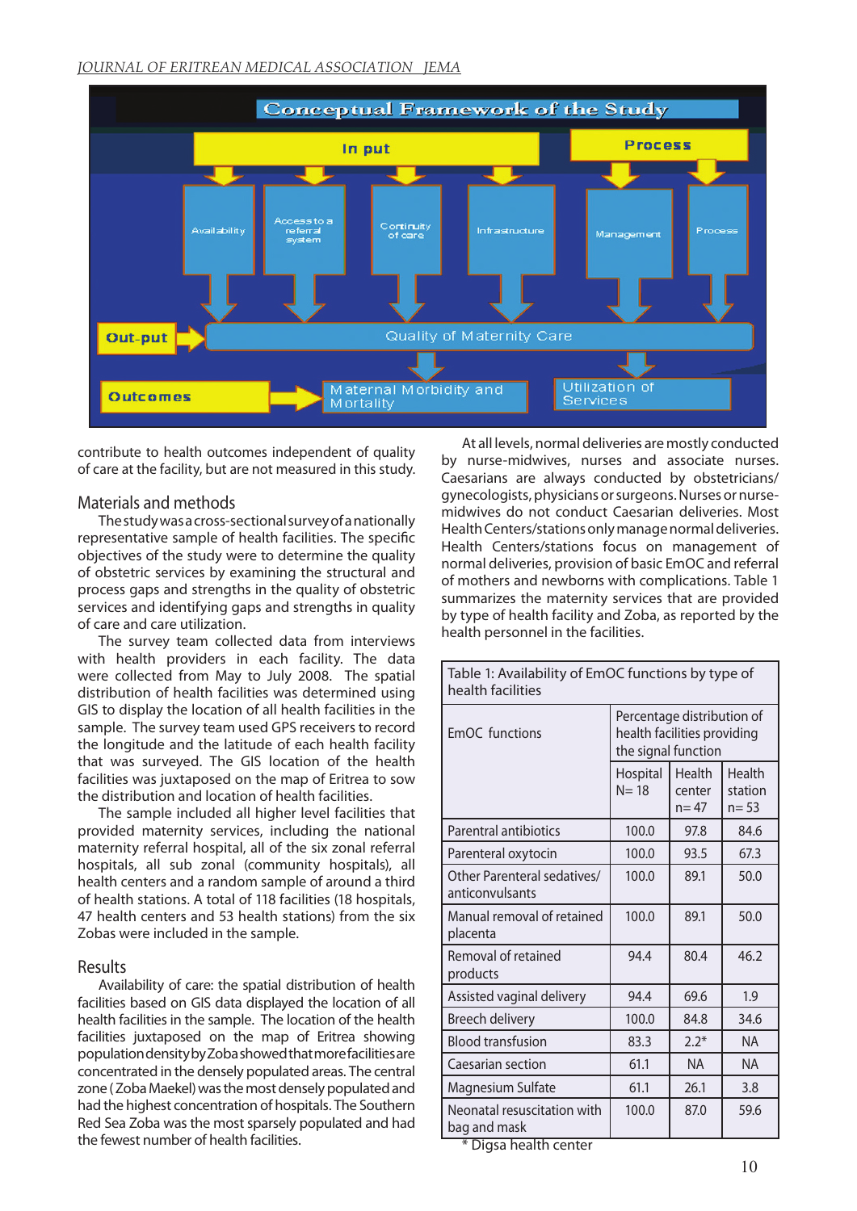Conceptual Framework of the Study

In put

Process

Availability

Access to a referral system

Continuity of care

Infrastructure

Management

Process

Out-put

Quality of Maternity Care

Outcomes

Maternal Morbidity and Mortality

Utilization of Services

contribute to health outcomes independent of quality of care at the facility, but are not measured in this study.

## Materials and methods

The study was a cross-sectional survey of a nationally representative sample of health facilities. The specific objectives of the study were to determine the quality of obstetric services by examining the structural and process gaps and strengths in the quality of obstetric services and identifying gaps and strengths in quality of care and care utilization.

The survey team collected data from interviews with health providers in each facility. The data were collected from May to July 2008. The spatial distribution of health facilities was determined using GIS to display the location of all health facilities in the sample. The survey team used GPS receivers to record the longitude and the latitude of each health facility that was surveyed. The GIS location of the health facilities was juxtaposed on the map of Eritrea to sow the distribution and location of health facilities.

The sample included all higher level facilities that provided maternity services, including the national maternity referral hospital, all of the six zonal referral hospitals, all sub zonal (community hospitals), all health centers and a random sample of around a third of health stations. A total of 118 facilities (18 hospitals, 47 health centers and 53 health stations) from the six Zobas were included in the sample.

## Results

Availability of care: the spatial distribution of health facilities based on GIS data displayed the location of all health facilities in the sample. The location of the health facilities juxtaposed on the map of Eritrea showing population density by Zoba showed that more facilities are concentrated in the densely populated areas. The central zone (Zoba Maekel) was the most densely populated and had the highest concentration of hospitals. The Southern Red Sea Zoba was the most sparsely populated and had the fewest number of health facilities.

At all levels, normal deliveries are mostly conducted by nurse-midwives, nurses and associate nurses. Caesarians are always conducted by obstetricians/ gynecologists, physicians or surgeons. Nurses or nurse-midwives do not conduct Caesarian deliveries. Most Health Centers/stations only manage normal deliveries. Health Centers/stations focus on management of normal deliveries, provision of basic EmOC and referral of mothers and newborns with complications. Table 1 summarizes the maternity services that are provided by type of health facility and Zoba, as reported by the health personnel in the facilities.

Table 1: Availability of EmOC functions by type of health facilities

| EmOC functions | Percentage distribution of health facilities providing the signal function | | |
|---|---|---|---|
| | Hospital N= 18 | Health center n= 47 | Health station n= 53 |
| Parentral antibiotics | 100.0 | 97.8 | 84.6 |
| Parenteral oxytocin | 100.0 | 93.5 | 67.3 |
| Other Parenteral sedatives/ anticonvulsants | 100.0 | 89.1 | 50.0 |
| Manual removal of retained placenta | 100.0 | 89.1 | 50.0 |
| Removal of retained products | 94.4 | 80.4 | 46.2 |
| Assisted vaginal delivery | 94.4 | 69.6 | 1.9 |
| Breech delivery | 100.0 | 84.8 | 34.6 |
| Blood transfusion | 83.3 | 2.2* | NA |
| Caesarian section | 61.1 | NA | NA |
| Magnesium Sulfate | 61.1 | 26.1 | 3.8 |
| Neonatal resuscitation with bag and mask | 100.0 | 87.0 | 59.6 |

\* Digsa health center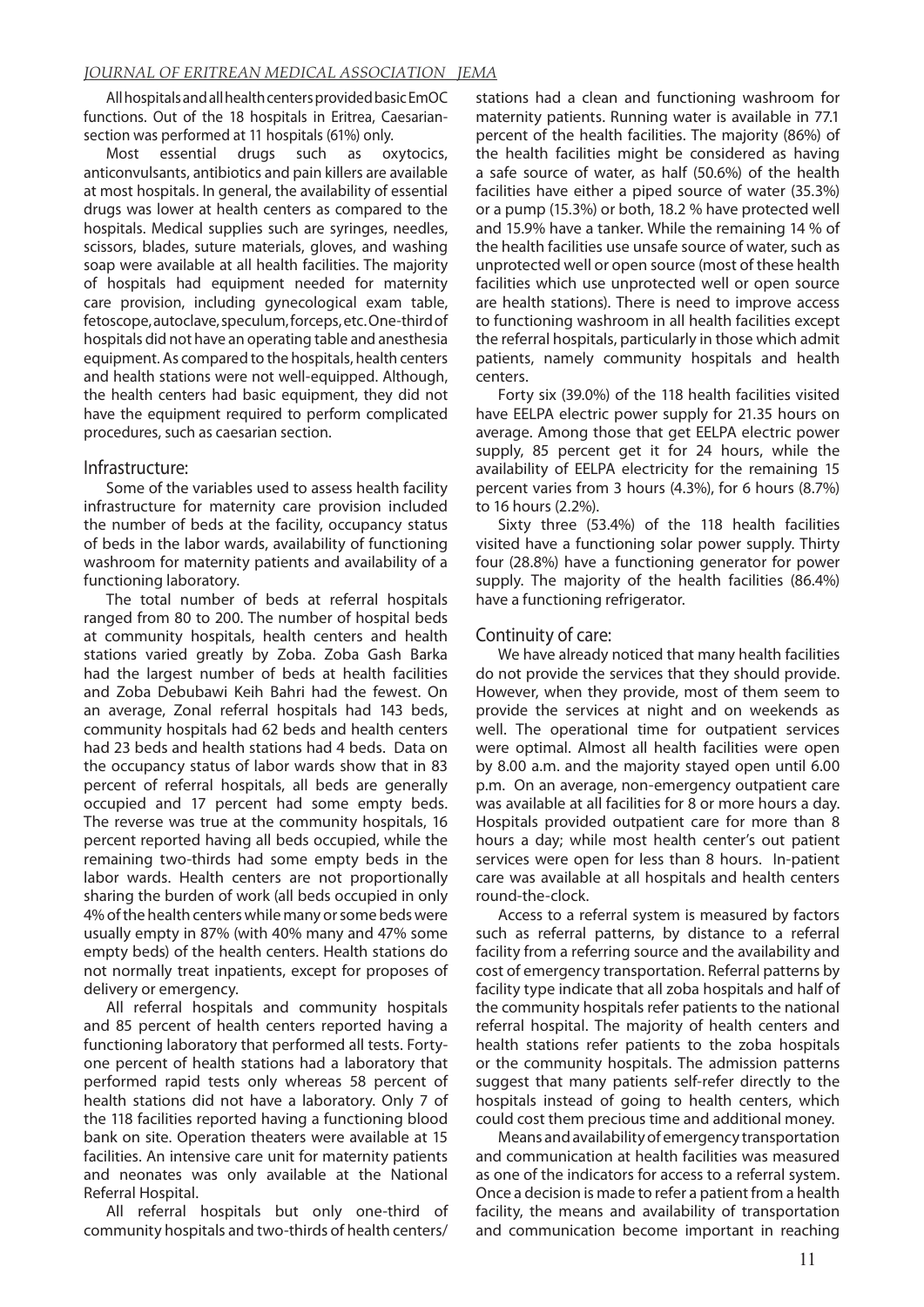All hospitals and all health centers provided basic EmOC functions. Out of the 18 hospitals in Eritrea, Caesarian-section was performed at 11 hospitals (61%) only.

Most essential drugs such as oxytocics, anticonvulsants, antibiotics and pain killers are available at most hospitals. In general, the availability of essential drugs was lower at health centers as compared to the hospitals. Medical supplies such are syringes, needles, scissors, blades, suture materials, gloves, and washing soap were available at all health facilities. The majority of hospitals had equipment needed for maternity care provision, including gynecological exam table, fetoscope, autoclave, speculum, forceps, etc. One-third of hospitals did not have an operating table and anesthesia equipment. As compared to the hospitals, health centers and health stations were not well-equipped. Although, the health centers had basic equipment, they did not have the equipment required to perform complicated procedures, such as caesarian section.

## Infrastructure:

Some of the variables used to assess health facility infrastructure for maternity care provision included the number of beds at the facility, occupancy status of beds in the labor wards, availability of functioning washroom for maternity patients and availability of a functioning laboratory.

The total number of beds at referral hospitals ranged from 80 to 200. The number of hospital beds at community hospitals, health centers and health stations varied greatly by Zoba. Zoba Gash Barka had the largest number of beds at health facilities and Zoba Debubawi Keih Bahri had the fewest. On an average, Zonal referral hospitals had 143 beds, community hospitals had 62 beds and health centers had 23 beds and health stations had 4 beds. Data on the occupancy status of labor wards show that in 83 percent of referral hospitals, all beds are generally occupied and 17 percent had some empty beds. The reverse was true at the community hospitals, 16 percent reported having all beds occupied, while the remaining two-thirds had some empty beds in the labor wards. Health centers are not proportionally sharing the burden of work (all beds occupied in only 4% of the health centers while many or some beds were usually empty in 87% (with 40% many and 47% some empty beds) of the health centers. Health stations do not normally treat inpatients, except for proposes of delivery or emergency.

All referral hospitals and community hospitals and 85 percent of health centers reported having a functioning laboratory that performed all tests. Forty-one percent of health stations had a laboratory that performed rapid tests only whereas 58 percent of health stations did not have a laboratory. Only 7 of the 118 facilities reported having a functioning blood bank on site. Operation theaters were available at 15 facilities. An intensive care unit for maternity patients and neonates was only available at the National Referral Hospital.

All referral hospitals but only one-third of community hospitals and two-thirds of health centers/stations had a clean and functioning washroom for maternity patients. Running water is available in 77.1 percent of the health facilities. The majority (86%) of the health facilities might be considered as having a safe source of water, as half (50.6%) of the health facilities have either a piped source of water (35.3%) or a pump (15.3%) or both, 18.2 % have protected well and 15.9% have a tanker. While the remaining 14 % of the health facilities use unsafe source of water, such as unprotected well or open source (most of these health facilities which use unprotected well or open source are health stations). There is need to improve access to functioning washroom in all health facilities except the referral hospitals, particularly in those which admit patients, namely community hospitals and health centers.

Forty six (39.0%) of the 118 health facilities visited have EELPA electric power supply for 21.35 hours on average. Among those that get EELPA electric power supply, 85 percent get it for 24 hours, while the availability of EELPA electricity for the remaining 15 percent varies from 3 hours (4.3%), for 6 hours (8.7%) to 16 hours (2.2%).

Sixty three (53.4%) of the 118 health facilities visited have a functioning solar power supply. Thirty four (28.8%) have a functioning generator for power supply. The majority of the health facilities (86.4%) have a functioning refrigerator.

## Continuity of care:

We have already noticed that many health facilities do not provide the services that they should provide. However, when they provide, most of them seem to provide the services at night and on weekends as well. The operational time for outpatient services were optimal. Almost all health facilities were open by 8.00 a.m. and the majority stayed open until 6.00 p.m. On an average, non-emergency outpatient care was available at all facilities for 8 or more hours a day. Hospitals provided outpatient care for more than 8 hours a day; while most health center's out patient services were open for less than 8 hours. In-patient care was available at all hospitals and health centers round-the-clock.

Access to a referral system is measured by factors such as referral patterns, by distance to a referral facility from a referring source and the availability and cost of emergency transportation. Referral patterns by facility type indicate that all zoba hospitals and half of the community hospitals refer patients to the national referral hospital. The majority of health centers and health stations refer patients to the zoba hospitals or the community hospitals. The admission patterns suggest that many patients self-refer directly to the hospitals instead of going to health centers, which could cost them precious time and additional money.

Means and availability of emergency transportation and communication at health facilities was measured as one of the indicators for access to a referral system. Once a decision is made to refer a patient from a health facility, the means and availability of transportation and communication become important in reaching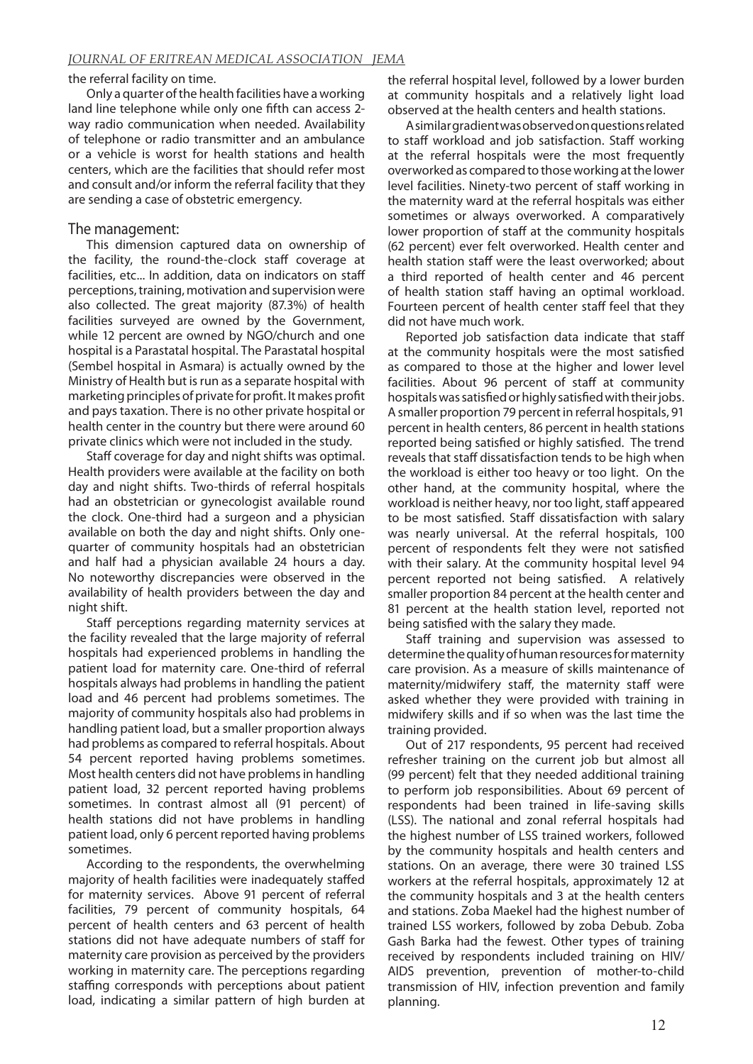the referral facility on time.

Only a quarter of the health facilities have a working land line telephone while only one fifth can access 2-way radio communication when needed. Availability of telephone or radio transmitter and an ambulance or a vehicle is worst for health stations and health centers, which are the facilities that should refer most and consult and/or inform the referral facility that they are sending a case of obstetric emergency.

## The management:

This dimension captured data on ownership of the facility, the round-the-clock staff coverage at facilities, etc... In addition, data on indicators on staff perceptions, training, motivation and supervision were also collected. The great majority (87.3%) of health facilities surveyed are owned by the Government, while 12 percent are owned by NGO/church and one hospital is a Parastatal hospital. The Parastatal hospital (Sembel hospital in Asmara) is actually owned by the Ministry of Health but is run as a separate hospital with marketing principles of private for profit. It makes profit and pays taxation. There is no other private hospital or health center in the country but there were around 60 private clinics which were not included in the study.

Staff coverage for day and night shifts was optimal. Health providers were available at the facility on both day and night shifts. Two-thirds of referral hospitals had an obstetrician or gynecologist available round the clock. One-third had a surgeon and a physician available on both the day and night shifts. Only one-quarter of community hospitals had an obstetrician and half had a physician available 24 hours a day. No noteworthy discrepancies were observed in the availability of health providers between the day and night shift.

Staff perceptions regarding maternity services at the facility revealed that the large majority of referral hospitals had experienced problems in handling the patient load for maternity care. One-third of referral hospitals always had problems in handling the patient load and 46 percent had problems sometimes. The majority of community hospitals also had problems in handling patient load, but a smaller proportion always had problems as compared to referral hospitals. About 54 percent reported having problems sometimes. Most health centers did not have problems in handling patient load, 32 percent reported having problems sometimes. In contrast almost all (91 percent) of health stations did not have problems in handling patient load, only 6 percent reported having problems sometimes.

According to the respondents, the overwhelming majority of health facilities were inadequately staffed for maternity services. Above 91 percent of referral facilities, 79 percent of community hospitals, 64 percent of health centers and 63 percent of health stations did not have adequate numbers of staff for maternity care provision as perceived by the providers working in maternity care. The perceptions regarding staffing corresponds with perceptions about patient load, indicating a similar pattern of high burden at the referral hospital level, followed by a lower burden at community hospitals and a relatively light load observed at the health centers and health stations.

A similar gradient was observed on questions related to staff workload and job satisfaction. Staff working at the referral hospitals were the most frequently overworked as compared to those working at the lower level facilities. Ninety-two percent of staff working in the maternity ward at the referral hospitals was either sometimes or always overworked. A comparatively lower proportion of staff at the community hospitals (62 percent) ever felt overworked. Health center and health station staff were the least overworked; about a third reported of health center and 46 percent of health station staff having an optimal workload. Fourteen percent of health center staff feel that they did not have much work.

Reported job satisfaction data indicate that staff at the community hospitals were the most satisfied as compared to those at the higher and lower level facilities. About 96 percent of staff at community hospitals was satisfied or highly satisfied with their jobs. A smaller proportion 79 percent in referral hospitals, 91 percent in health centers, 86 percent in health stations reported being satisfied or highly satisfied. The trend reveals that staff dissatisfaction tends to be high when the workload is either too heavy or too light. On the other hand, at the community hospital, where the workload is neither heavy, nor too light, staff appeared to be most satisfied. Staff dissatisfaction with salary was nearly universal. At the referral hospitals, 100 percent of respondents felt they were not satisfied with their salary. At the community hospital level 94 percent reported not being satisfied. A relatively smaller proportion 84 percent at the health center and 81 percent at the health station level, reported not being satisfied with the salary they made.

Staff training and supervision was assessed to determine the quality of human resources for maternity care provision. As a measure of skills maintenance of maternity/midwifery staff, the maternity staff were asked whether they were provided with training in midwifery skills and if so when was the last time the training provided.

Out of 217 respondents, 95 percent had received refresher training on the current job but almost all (99 percent) felt that they needed additional training to perform job responsibilities. About 69 percent of respondents had been trained in life-saving skills (LSS). The national and zonal referral hospitals had the highest number of LSS trained workers, followed by the community hospitals and health centers and stations. On an average, there were 30 trained LSS workers at the referral hospitals, approximately 12 at the community hospitals and 3 at the health centers and stations. Zoba Maekel had the highest number of trained LSS workers, followed by zoba Debub. Zoba Gash Barka had the fewest. Other types of training received by respondents included training on HIV/AIDS prevention, prevention of mother-to-child transmission of HIV, infection prevention and family planning.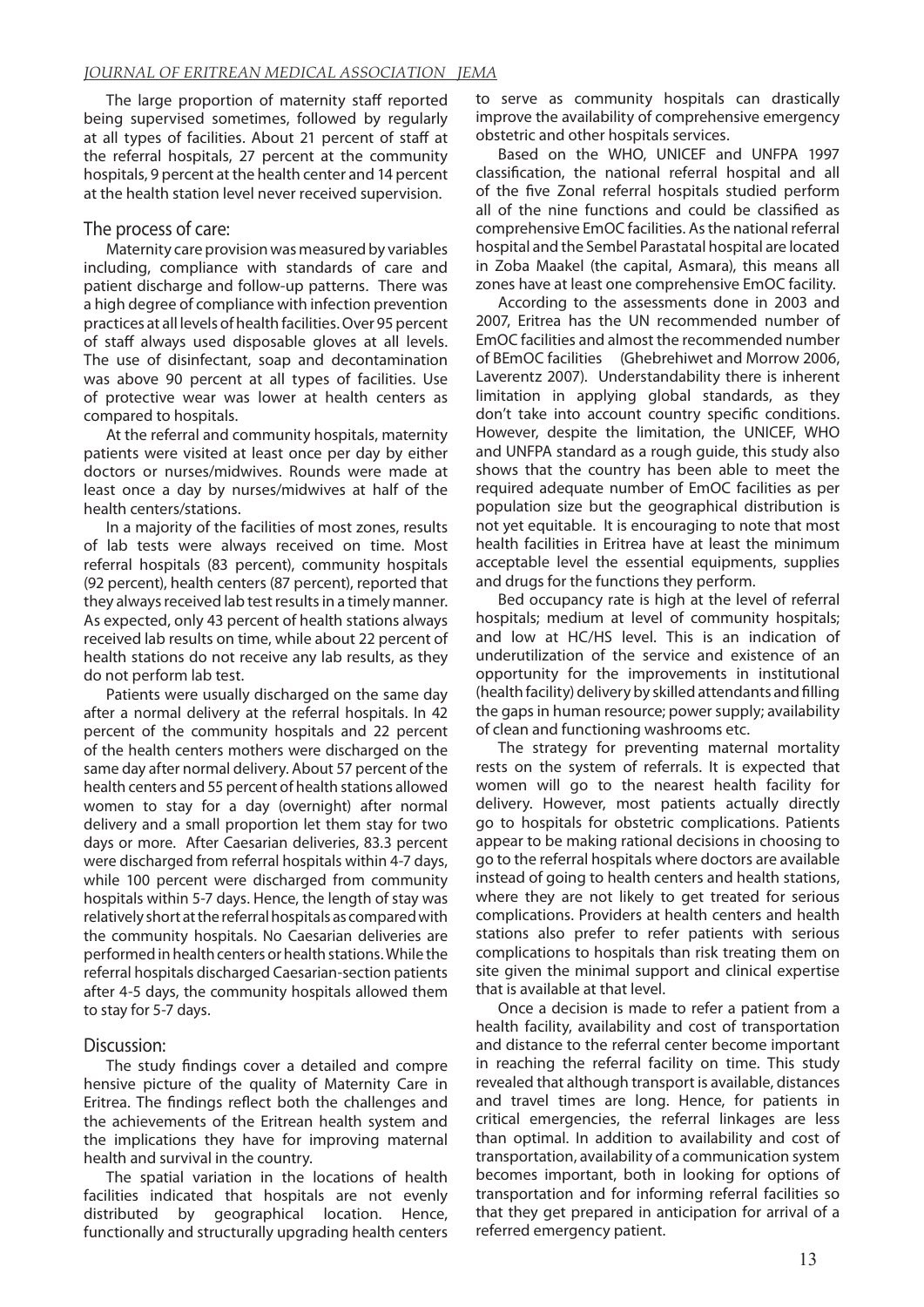The large proportion of maternity staff reported being supervised sometimes, followed by regularly at all types of facilities. About 21 percent of staff at the referral hospitals, 27 percent at the community hospitals, 9 percent at the health center and 14 percent at the health station level never received supervision.

## The process of care:

Maternity care provision was measured by variables including, compliance with standards of care and patient discharge and follow-up patterns. There was a high degree of compliance with infection prevention practices at all levels of health facilities. Over 95 percent of staff always used disposable gloves at all levels. The use of disinfectant, soap and decontamination was above 90 percent at all types of facilities. Use of protective wear was lower at health centers as compared to hospitals.

At the referral and community hospitals, maternity patients were visited at least once per day by either doctors or nurses/midwives. Rounds were made at least once a day by nurses/midwives at half of the health centers/stations.

In a majority of the facilities of most zones, results of lab tests were always received on time. Most referral hospitals (83 percent), community hospitals (92 percent), health centers (87 percent), reported that they always received lab test results in a timely manner. As expected, only 43 percent of health stations always received lab results on time, while about 22 percent of health stations do not receive any lab results, as they do not perform lab test.

Patients were usually discharged on the same day after a normal delivery at the referral hospitals. In 42 percent of the community hospitals and 22 percent of the health centers mothers were discharged on the same day after normal delivery. About 57 percent of the health centers and 55 percent of health stations allowed women to stay for a day (overnight) after normal delivery and a small proportion let them stay for two days or more. After Caesarian deliveries, 83.3 percent were discharged from referral hospitals within 4-7 days, while 100 percent were discharged from community hospitals within 5-7 days. Hence, the length of stay was relatively short at the referral hospitals as compared with the community hospitals. No Caesarian deliveries are performed in health centers or health stations. While the referral hospitals discharged Caesarian-section patients after 4-5 days, the community hospitals allowed them to stay for 5-7 days.

## Discussion:

The study findings cover a detailed and compre hensive picture of the quality of Maternity Care in Eritrea. The findings reflect both the challenges and the achievements of the Eritrean health system and the implications they have for improving maternal health and survival in the country.

The spatial variation in the locations of health facilities indicated that hospitals are not evenly distributed by geographical location. Hence, functionally and structurally upgrading health centers to serve as community hospitals can drastically improve the availability of comprehensive emergency obstetric and other hospitals services.

Based on the WHO, UNICEF and UNFPA 1997 classification, the national referral hospital and all of the five Zonal referral hospitals studied perform all of the nine functions and could be classified as comprehensive EmOC facilities. As the national referral hospital and the Sembel Parastatal hospital are located in Zoba Maakel (the capital, Asmara), this means all zones have at least one comprehensive EmOC facility.

According to the assessments done in 2003 and 2007, Eritrea has the UN recommended number of EmOC facilities and almost the recommended number of BEmOC facilities (Ghebrehiwet and Morrow 2006, Laverentz 2007). Understandability there is inherent limitation in applying global standards, as they don't take into account country specific conditions. However, despite the limitation, the UNICEF, WHO and UNFPA standard as a rough guide, this study also shows that the country has been able to meet the required adequate number of EmOC facilities as per population size but the geographical distribution is not yet equitable. It is encouraging to note that most health facilities in Eritrea have at least the minimum acceptable level the essential equipments, supplies and drugs for the functions they perform.

Bed occupancy rate is high at the level of referral hospitals; medium at level of community hospitals; and low at HC/HS level. This is an indication of underutilization of the service and existence of an opportunity for the improvements in institutional (health facility) delivery by skilled attendants and filling the gaps in human resource; power supply; availability of clean and functioning washrooms etc.

The strategy for preventing maternal mortality rests on the system of referrals. It is expected that women will go to the nearest health facility for delivery. However, most patients actually directly go to hospitals for obstetric complications. Patients appear to be making rational decisions in choosing to go to the referral hospitals where doctors are available instead of going to health centers and health stations, where they are not likely to get treated for serious complications. Providers at health centers and health stations also prefer to refer patients with serious complications to hospitals than risk treating them on site given the minimal support and clinical expertise that is available at that level.

Once a decision is made to refer a patient from a health facility, availability and cost of transportation and distance to the referral center become important in reaching the referral facility on time. This study revealed that although transport is available, distances and travel times are long. Hence, for patients in critical emergencies, the referral linkages are less than optimal. In addition to availability and cost of transportation, availability of a communication system becomes important, both in looking for options of transportation and for informing referral facilities so that they get prepared in anticipation for arrival of a referred emergency patient.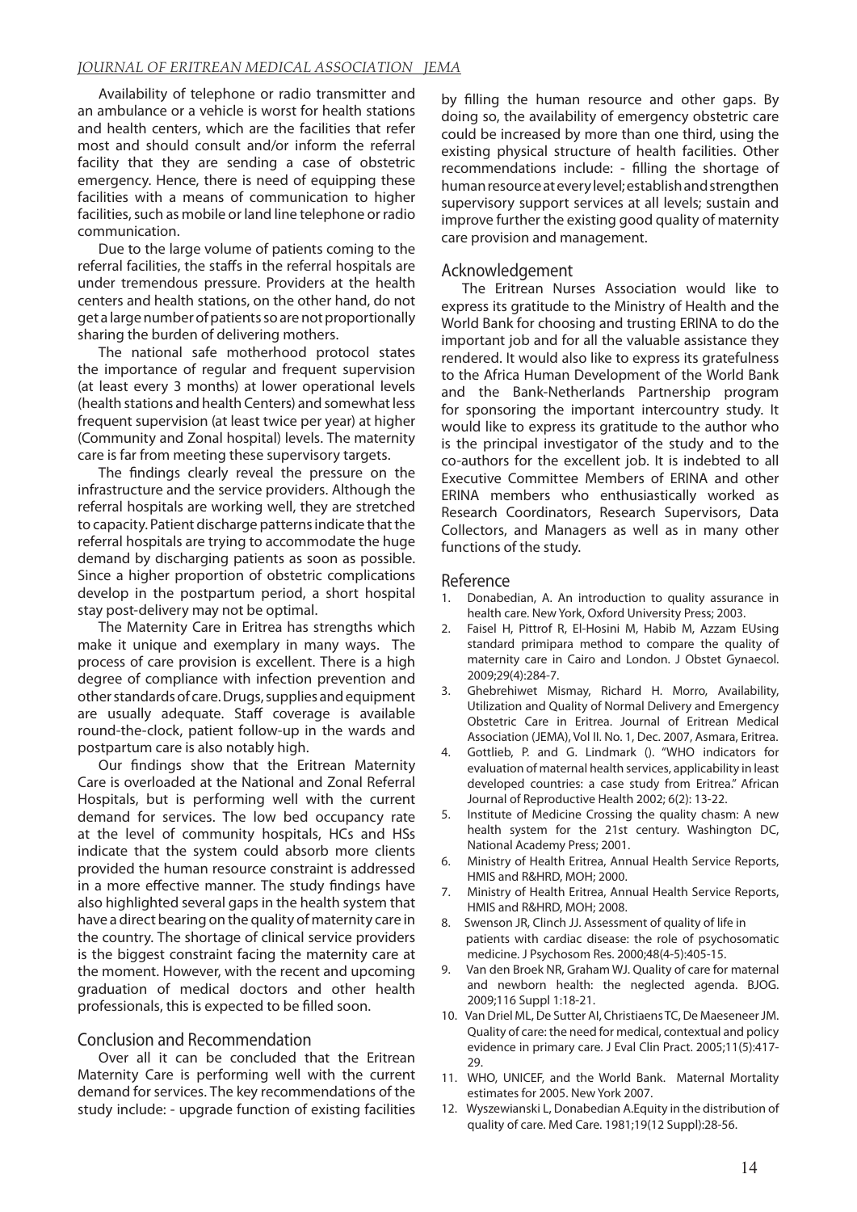Availability of telephone or radio transmitter and an ambulance or a vehicle is worst for health stations and health centers, which are the facilities that refer most and should consult and/or inform the referral facility that they are sending a case of obstetric emergency. Hence, there is need of equipping these facilities with a means of communication to higher facilities, such as mobile or land line telephone or radio communication.

Due to the large volume of patients coming to the referral facilities, the staffs in the referral hospitals are under tremendous pressure. Providers at the health centers and health stations, on the other hand, do not get a large number of patients so are not proportionally sharing the burden of delivering mothers.

The national safe motherhood protocol states the importance of regular and frequent supervision (at least every 3 months) at lower operational levels (health stations and health Centers) and somewhat less frequent supervision (at least twice per year) at higher (Community and Zonal hospital) levels. The maternity care is far from meeting these supervisory targets.

The findings clearly reveal the pressure on the infrastructure and the service providers. Although the referral hospitals are working well, they are stretched to capacity. Patient discharge patterns indicate that the referral hospitals are trying to accommodate the huge demand by discharging patients as soon as possible. Since a higher proportion of obstetric complications develop in the postpartum period, a short hospital stay post-delivery may not be optimal.

The Maternity Care in Eritrea has strengths which make it unique and exemplary in many ways. The process of care provision is excellent. There is a high degree of compliance with infection prevention and other standards of care. Drugs, supplies and equipment are usually adequate. Staff coverage is available round-the-clock, patient follow-up in the wards and postpartum care is also notably high.

Our findings show that the Eritrean Maternity Care is overloaded at the National and Zonal Referral Hospitals, but is performing well with the current demand for services. The low bed occupancy rate at the level of community hospitals, HCs and HSs indicate that the system could absorb more clients provided the human resource constraint is addressed in a more effective manner. The study findings have also highlighted several gaps in the health system that have a direct bearing on the quality of maternity care in the country. The shortage of clinical service providers is the biggest constraint facing the maternity care at the moment. However, with the recent and upcoming graduation of medical doctors and other health professionals, this is expected to be filled soon.

## Conclusion and Recommendation

Over all it can be concluded that the Eritrean Maternity Care is performing well with the current demand for services. The key recommendations of the study include: - upgrade function of existing facilities by filling the human resource and other gaps. By doing so, the availability of emergency obstetric care could be increased by more than one third, using the existing physical structure of health facilities. Other recommendations include: - filling the shortage of human resource at every level; establish and strengthen supervisory support services at all levels; sustain and improve further the existing good quality of maternity care provision and management.

## Acknowledgement

The Eritrean Nurses Association would like to express its gratitude to the Ministry of Health and the World Bank for choosing and trusting ERINA to do the important job and for all the valuable assistance they rendered. It would also like to express its gratefulness to the Africa Human Development of the World Bank and the Bank-Netherlands Partnership program for sponsoring the important intercountry study. It would like to express its gratitude to the author who is the principal investigator of the study and to the co-authors for the excellent job. It is indebted to all Executive Committee Members of ERINA and other ERINA members who enthusiastically worked as Research Coordinators, Research Supervisors, Data Collectors, and Managers as well as in many other functions of the study.

## Reference

1. Donabedian, A. An introduction to quality assurance in health care. New York, Oxford University Press; 2003.
2. Faisel H, Pittrof R, El-Hosini M, Habib M, Azzam EUsing standard primipara method to compare the quality of maternity care in Cairo and London. J Obstet Gynaecol. 2009;29(4):284-7.
3. Ghebrehiwet Mismay, Richard H. Morro, Availability, Utilization and Quality of Normal Delivery and Emergency Obstetric Care in Eritrea. Journal of Eritrean Medical Association (JEMA), Vol II. No. 1, Dec. 2007, Asmara, Eritrea.
4. Gottlieb, P. and G. Lindmark (). "WHO indicators for evaluation of maternal health services, applicability in least developed countries: a case study from Eritrea." African Journal of Reproductive Health 2002; 6(2): 13-22.
5. Institute of Medicine Crossing the quality chasm: A new health system for the 21st century. Washington DC, National Academy Press; 2001.
6. Ministry of Health Eritrea, Annual Health Service Reports, HMIS and R&HRD, MOH; 2000.
7. Ministry of Health Eritrea, Annual Health Service Reports, HMIS and R&HRD, MOH; 2008.
8. Swenson JR, Clinch JJ. Assessment of quality of life in patients with cardiac disease: the role of psychosomatic medicine. J Psychosom Res. 2000;48(4-5):405-15.
9. Van den Broek NR, Graham WJ. Quality of care for maternal and newborn health: the neglected agenda. BJOG. 2009;116 Suppl 1:18-21.
10. Van Driel ML, De Sutter AI, Christiaens TC, De Maeseneer JM. Quality of care: the need for medical, contextual and policy evidence in primary care. J Eval Clin Pract. 2005;11(5):417-29.
11. WHO, UNICEF, and the World Bank. Maternal Mortality estimates for 2005. New York 2007.
12. Wyszewianski L, Donabedian A.Equity in the distribution of quality of care. Med Care. 1981;19(12 Suppl):28-56.